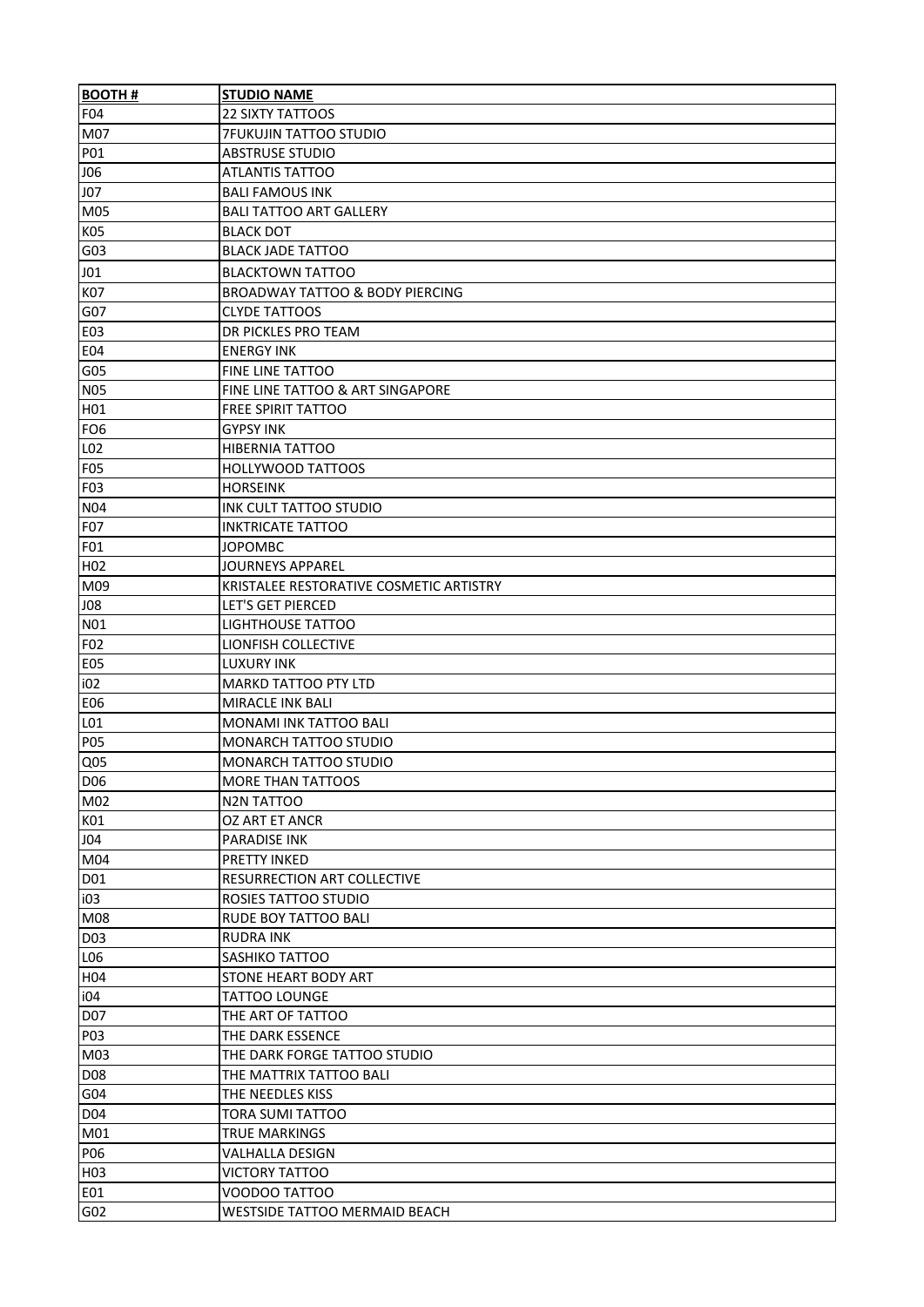| **BOOTH #** | **STUDIO NAME** |
|---|---|
| F04 | 22 SIXTY TATTOOS |
| M07 | 7FUKUJIN TATTOO STUDIO |
| P01 | ABSTRUSE STUDIO |
| J06 | ATLANTIS TATTOO |
| J07 | BALI FAMOUS INK |
| M05 | BALI TATTOO ART GALLERY |
| K05 | BLACK DOT |
| G03 | BLACK JADE TATTOO |
| J01 | BLACKTOWN TATTOO |
| K07 | BROADWAY TATTOO & BODY PIERCING |
| G07 | CLYDE TATTOOS |
| E03 | DR PICKLES PRO TEAM |
| E04 | ENERGY INK |
| G05 | FINE LINE TATTOO |
| N05 | FINE LINE TATTOO & ART SINGAPORE |
| H01 | FREE SPIRIT TATTOO |
| FO6 | GYPSY INK |
| L02 | HIBERNIA TATTOO |
| F05 | HOLLYWOOD TATTOOS |
| F03 | HORSEINK |
| N04 | INK CULT TATTOO STUDIO |
| F07 | INKTRICATE TATTOO |
| F01 | JOPOMBC |
| H02 | JOURNEYS APPAREL |
| M09 | KRISTALEE RESTORATIVE COSMETIC ARTISTRY |
| J08 | LET'S GET PIERCED |
| N01 | LIGHTHOUSE TATTOO |
| F02 | LIONFISH COLLECTIVE |
| E05 | LUXURY INK |
| i02 | MARKD TATTOO PTY LTD |
| E06 | MIRACLE INK BALI |
| L01 | MONAMI INK TATTOO BALI |
| P05 | MONARCH TATTOO STUDIO |
| Q05 | MONARCH TATTOO STUDIO |
| D06 | MORE THAN TATTOOS |
| M02 | N2N TATTOO |
| K01 | OZ ART ET ANCR |
| J04 | PARADISE INK |
| M04 | PRETTY INKED |
| D01 | RESURRECTION ART COLLECTIVE |
| i03 | ROSIES TATTOO STUDIO |
| M08 | RUDE BOY TATTOO BALI |
| D03 | RUDRA INK |
| L06 | SASHIKO TATTOO |
| H04 | STONE HEART BODY ART |
| i04 | TATTOO LOUNGE |
| D07 | THE ART OF TATTOO |
| P03 | THE DARK ESSENCE |
| M03 | THE DARK FORGE TATTOO STUDIO |
| D08 | THE MATTRIX TATTOO BALI |
| G04 | THE NEEDLES KISS |
| D04 | TORA SUMI TATTOO |
| M01 | TRUE MARKINGS |
| P06 | VALHALLA DESIGN |
| H03 | VICTORY TATTOO |
| E01 | VOODOO TATTOO |
| G02 | WESTSIDE TATTOO MERMAID BEACH |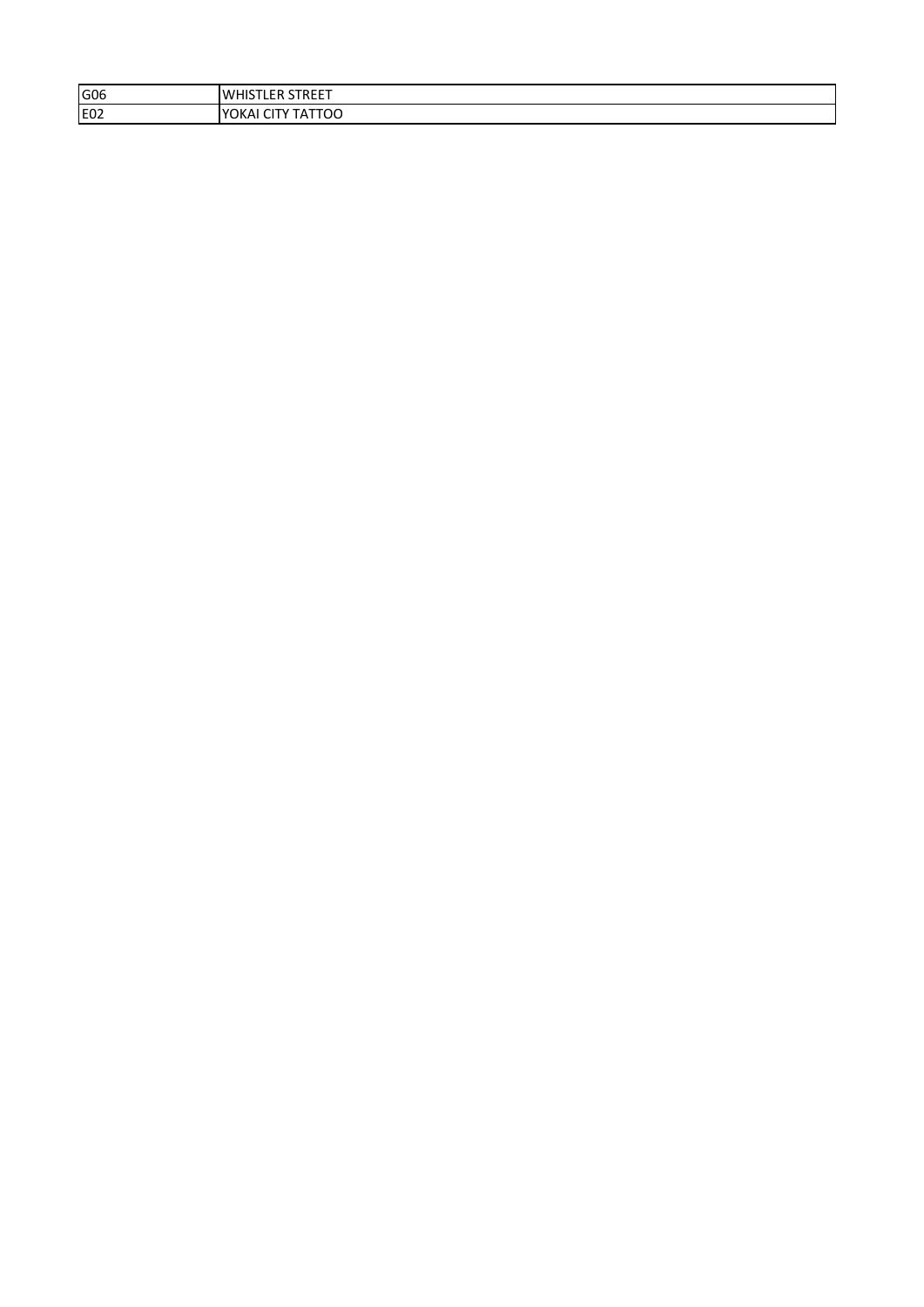| | |
|---|---|
| G06 | WHISTLER STREET |
| E02 | YOKAI CITY TATTOO |